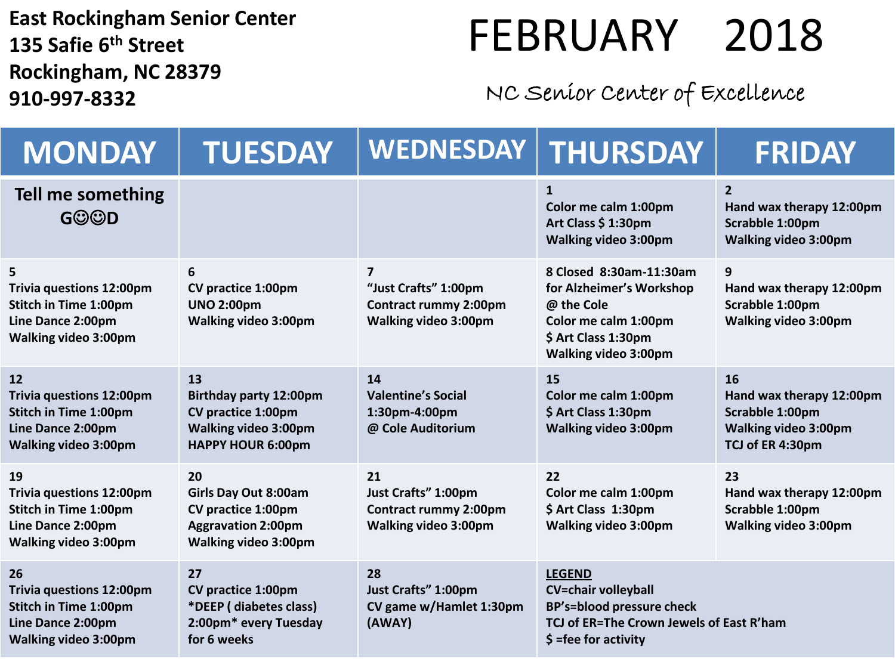**East Rockingham Senior Center**
**135 Safie 6th Street**
**Rockingham, NC 28379**
**910-997-8332**

# FEBRUARY 2018

*NC Senior Center of Excellence*

| MONDAY | TUESDAY | WEDNESDAY | THURSDAY | FRIDAY |
|---|---|---|---|---|
| Tell me something G☺☺D | | | 1<br>Color me calm 1:00pm<br>Art Class $ 1:30pm<br>Walking video 3:00pm | 2<br>Hand wax therapy 12:00pm<br>Scrabble 1:00pm<br>Walking video 3:00pm |
| 5<br>Trivia questions 12:00pm<br>Stitch in Time 1:00pm<br>Line Dance 2:00pm<br>Walking video 3:00pm | 6<br>CV practice 1:00pm<br>UNO 2:00pm<br>Walking video 3:00pm | 7<br>"Just Crafts" 1:00pm<br>Contract rummy 2:00pm<br>Walking video 3:00pm | 8 Closed 8:30am-11:30am for Alzheimer's Workshop @ the Cole<br>Color me calm 1:00pm<br>$ Art Class 1:30pm<br>Walking video 3:00pm | 9<br>Hand wax therapy 12:00pm<br>Scrabble 1:00pm<br>Walking video 3:00pm |
| 12<br>Trivia questions 12:00pm<br>Stitch in Time 1:00pm<br>Line Dance 2:00pm<br>Walking video 3:00pm | 13<br>Birthday party 12:00pm<br>CV practice 1:00pm<br>Walking video 3:00pm<br>HAPPY HOUR 6:00pm | 14<br>Valentine's Social<br>1:30pm-4:00pm<br>@ Cole Auditorium | 15<br>Color me calm 1:00pm<br>$ Art Class 1:30pm<br>Walking video 3:00pm | 16<br>Hand wax therapy 12:00pm<br>Scrabble 1:00pm<br>Walking video 3:00pm<br>TCJ of ER 4:30pm |
| 19<br>Trivia questions 12:00pm<br>Stitch in Time 1:00pm<br>Line Dance 2:00pm<br>Walking video 3:00pm | 20<br>Girls Day Out 8:00am<br>CV practice 1:00pm<br>Aggravation 2:00pm<br>Walking video 3:00pm | 21<br>Just Crafts" 1:00pm<br>Contract rummy 2:00pm<br>Walking video 3:00pm | 22<br>Color me calm 1:00pm<br>$ Art Class 1:30pm<br>Walking video 3:00pm | 23<br>Hand wax therapy 12:00pm<br>Scrabble 1:00pm<br>Walking video 3:00pm |
| 26<br>Trivia questions 12:00pm<br>Stitch in Time 1:00pm<br>Line Dance 2:00pm<br>Walking video 3:00pm | 27<br>CV practice 1:00pm<br>*DEEP ( diabetes class) 2:00pm* every Tuesday for 6 weeks | 28<br>Just Crafts" 1:00pm<br>CV game w/Hamlet 1:30pm (AWAY) | LEGEND<br>CV=chair volleyball<br>BP's=blood pressure check<br>TCJ of ER=The Crown Jewels of East R'ham<br>$ =fee for activity | |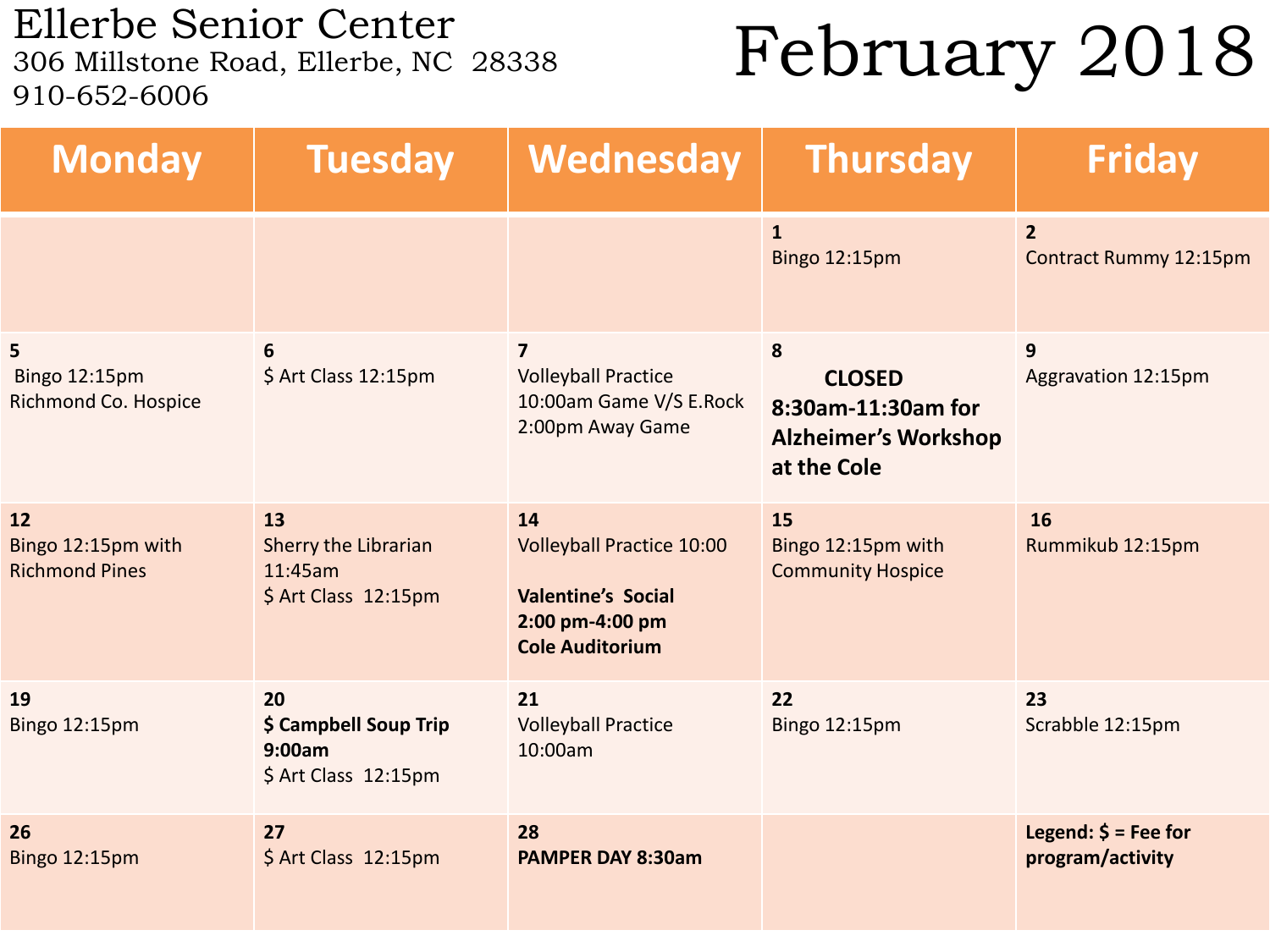# Ellerbe Senior Center

306 Millstone Road, Ellerbe, NC 28338
910-652-6006

# February 2018

| Monday | Tuesday | Wednesday | Thursday | Friday |
|---|---|---|---|---|
| | | | 1<br>Bingo 12:15pm | 2<br>Contract Rummy 12:15pm |
| 5<br>Bingo 12:15pm<br>Richmond Co. Hospice | 6<br>$ Art Class 12:15pm | 7<br>Volleyball Practice<br>10:00am Game V/S E.Rock<br>2:00pm Away Game | 8<br>**CLOSED**<br>**8:30am-11:30am for Alzheimer's Workshop at the Cole** | 9<br>Aggravation 12:15pm |
| 12<br>Bingo 12:15pm with Richmond Pines | 13<br>Sherry the Librarian 11:45am<br>$ Art Class 12:15pm | 14<br>Volleyball Practice 10:00<br>**Valentine's Social**<br>**2:00 pm-4:00 pm**<br>**Cole Auditorium** | 15<br>Bingo 12:15pm with Community Hospice | 16<br>Rummikub 12:15pm |
| 19<br>Bingo 12:15pm | 20<br>**$ Campbell Soup Trip 9:00am**<br>$ Art Class 12:15pm | 21<br>Volleyball Practice<br>10:00am | 22<br>Bingo 12:15pm | 23<br>Scrabble 12:15pm |
| 26<br>Bingo 12:15pm | 27<br>$ Art Class 12:15pm | 28<br>**PAMPER DAY 8:30am** | | **Legend: $ = Fee for program/activity** |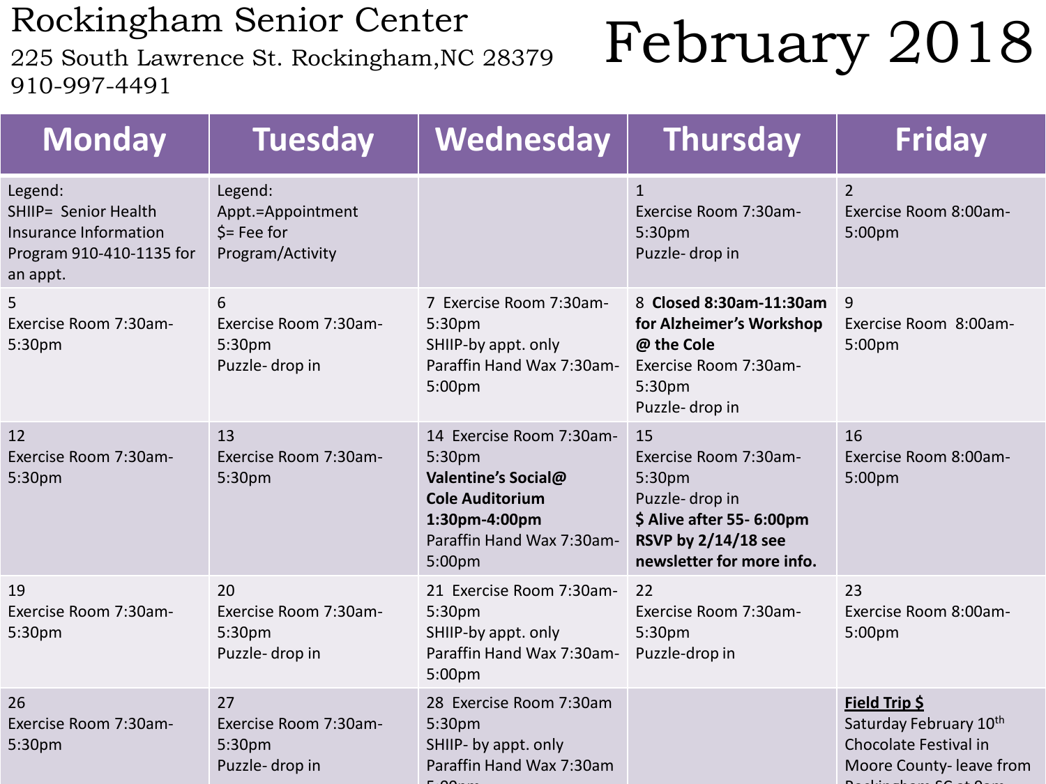# Rockingham Senior Center

225 South Lawrence St. Rockingham,NC 28379
910-997-4491

# February 2018

| Monday | Tuesday | Wednesday | Thursday | Friday |
|---|---|---|---|---|
| Legend: SHIIP= Senior Health Insurance Information Program 910-410-1135 for an appt. | Legend: Appt.=Appointment $= Fee for Program/Activity | | 1 Exercise Room 7:30am-5:30pm Puzzle- drop in | 2 Exercise Room 8:00am-5:00pm |
| 5 Exercise Room 7:30am-5:30pm | 6 Exercise Room 7:30am-5:30pm Puzzle- drop in | 7 Exercise Room 7:30am-5:30pm SHIIP-by appt. only Paraffin Hand Wax 7:30am-5:00pm | 8 **Closed 8:30am-11:30am for Alzheimer's Workshop @ the Cole** Exercise Room 7:30am-5:30pm Puzzle- drop in | 9 Exercise Room 8:00am-5:00pm |
| 12 Exercise Room 7:30am-5:30pm | 13 Exercise Room 7:30am-5:30pm | 14 Exercise Room 7:30am-5:30pm **Valentine's Social@ Cole Auditorium 1:30pm-4:00pm** Paraffin Hand Wax 7:30am-5:00pm | 15 Exercise Room 7:30am-5:30pm Puzzle- drop in **$ Alive after 55- 6:00pm RSVP by 2/14/18 see newsletter for more info.** | 16 Exercise Room 8:00am-5:00pm |
| 19 Exercise Room 7:30am-5:30pm | 20 Exercise Room 7:30am-5:30pm Puzzle- drop in | 21 Exercise Room 7:30am-5:30pm SHIIP-by appt. only Paraffin Hand Wax 7:30am-5:00pm | 22 Exercise Room 7:30am-5:30pm Puzzle-drop in | 23 Exercise Room 8:00am-5:00pm |
| 26 Exercise Room 7:30am-5:30pm | 27 Exercise Room 7:30am-5:30pm Puzzle- drop in | 28 Exercise Room 7:30am 5:30pm SHIIP- by appt. only Paraffin Hand Wax 7:30am 5:00pm | | **Field Trip $** Saturday February 10th Chocolate Festival in Moore County- leave from Rockingham SC at 9am |